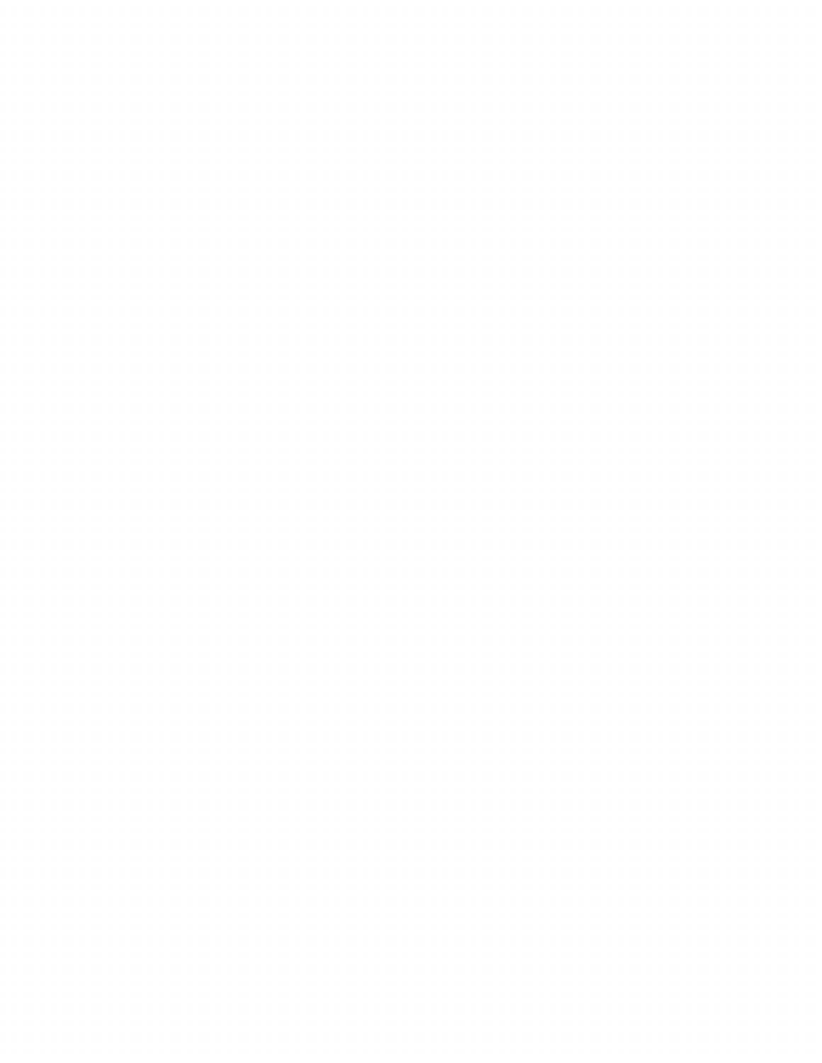# **BOARD OF SELECTMEN AND SEWER COMMISIONER'S MEETING**

November 16, 2015 **Francis Faulkner Room 204 Regular Meeting 7:00 PM**

Present: Katie Green, Peter J. Berry, Janet K. Adachi, Franny Osman, Town Manager Steven Ledoux Absent: Chingsung Chang, Lisa Tomyl Recording Secretary

Chairman Green opened the meeting at 7:00PM

## **Citizens' Concerns**

Jim Yarin, 248 Central Street - long term member of the Transportation Advisory Committee. We have a TAC that doesn't have much effect or have its advice considered. The CrossTown Connect fixed routes were vetted and discussed at a meeting and there was a plan that then was changed more than once without any consultation of the committee. First, the route was extended  $\frac{1}{2}$ -1 mile, which affected the time. Then the route was shortened by removed an essential portion. Mr. Yarin neither agreed nor disagreed but was concerned about the process. Ms. Osman noted that that the changes had been made quickly on the advice of the consultants.

Gina Manalan, 7 Kelly Road - upset with the constant pounding of rock ledge behind the CVS site, lives 1/10 mile away. Has been going on for 4 weeks, 6 days a week, 9 hours a day. Understands need to finish work before winter but thinks there should be some consideration for residents. Ms. Green requested that Ms. Manalan send an email to the Town Manager and Board of Selectmen for a review of the Site Plan Special Permit conditions about work hours. Ms. Manalan stressed that as Kelley's Corner projects moved forward, the Town needed to be sure that residents still had some quality of life.

Jim Yarin, 248 Central Street - concerned with the lack of stop sign at the foot of Community Way across from CVS and had contacted the Police Department about it.

#### **Chairman's Update and Operational Update:**

Ms. Green: Thanked everyone who attended Special Town Meeting, which seemed to be a very successful one. Upcoming events - CPR/AED training on Monday, November 30 at PSF from 9-4, ABRHS Chorus will be celebrating their 21<sup>st</sup> Cabaret Night November 20 and 21<sup>st</sup>, Green Acton will have a presentation on Acton's water November 18, next Board meeting is December  $7<sup>th</sup>$  - presentation by United Way.

Mr. Ledoux: No update.

# **Public Hearings and Appointments**

7:10 PM National Grid Petition for Gas Main Installation, Hayward Road - Dennis Regan, Permit representative for National Grid. Jim Snyder Grant 18 Half Moon Hill submitted and read aloud his Board of Selectmen November 16, 2015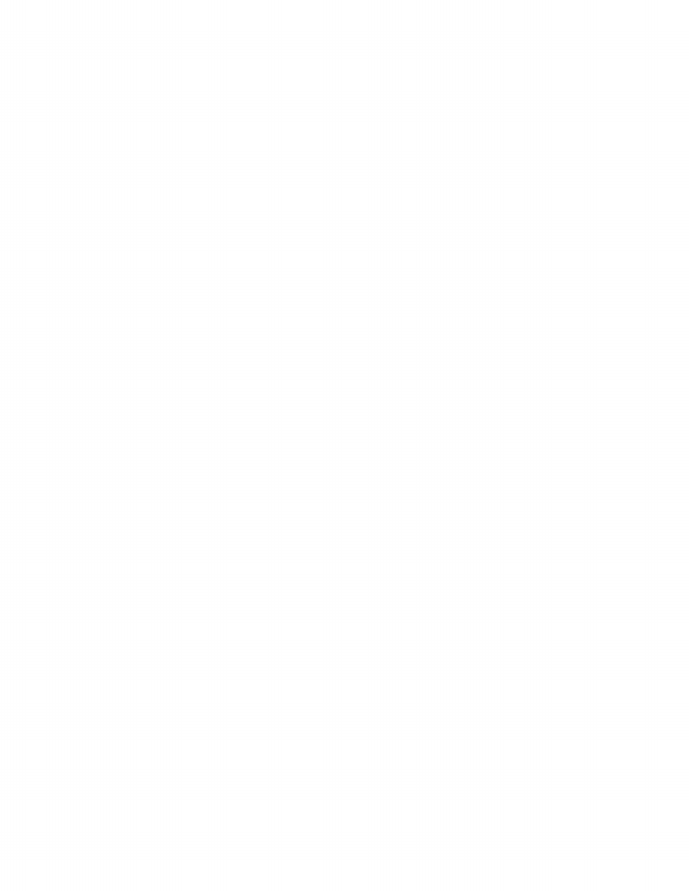written statement on behalf of Green Acton, urging the Town not to expand new gas lines in Acton and suggesting that the Building and Planning Departments recommend alternative energy sources for Site Plan proposals. Debra Simes, 109 Concord Road - also spoke and submitted a written statement expressing concern that expanding local gas lines indirectly would encourage fracking, and perpetuate long-term dependence on natural gas and other fossil fuels. Debra Hessen, 100 Hayward Road - road was dug up 2 years ago and it took a year to be repaved again; asked about expected duration of disruption. Dennis Regan stated construction would not begin until the Spring. Crews can install 80- 120 ft of gas line per day so installation would take about 4 weeks to complete including resurfacing. Board members discussed the issue of alternative energy sources, and the problem of gas leaks. Suggestions included modifying the charge for the Green Advisory Board to include alternative energy, and following up with the Town's state legislators about the status of pending legislation to address the gas-!eaks problem.

Ms. Osman moved to approve gas main installation on Hayward Road which according to Engineering Department cannot begin until March 15, 2015, and to explore issues pertaining to alternative energy sources and gas leaks, Mr. Berry second. All Ayes (4-0) Prepared statements of Jim Snyder-Grant and Debra Simes are included and a part of the meeting record.

7:20 PM National Grid Gas Main Installation, Alexandra Road - Dennis Regan, Permit Representative for National Grid. Mr. Berry asked how National Grid was addressing gas leaks. Mr. Regan described how National Grid is running gas surveys and replacing large lines with PVC piping.

Jim Yarin, 248 Central - asked about the uneven road surface.

Pi Tao, 103 Hayward Road - asked who paid for the work and how often the gas lines were checked. Mr. Regan stated the private residents pay to have the gas main to be installed and the Town does not pay for any of the work.

Subrat Pani, 6 Alexandra Way - development is 15 years old and did not have natural gas - all houses have oil. Worked together to get gas installed and has waited to get this project going, and looking for assistance from the BOS to get the installation started.

Mr. Berry moved to grant the permit for Alexandra Way on the condition they meet the requirements of the Engineering Department to not begin work before March 15, 2016 or on a date approved by the DPW Director or whichever is later. Ms. Adachi seconded. Al! Ayes (4-0)

7:30 PM Order to Show Cause, Alleged Over Service, Overtime Bar: Kris Wallis representing Overtime Bar. Ms. Adachi moved to continue to December 21, 2015, 8:15 PM, Ms. Osman seconded. All Ayes (4- 0)

### Selectmen's Business

Transportation Benchmarks Discussion Doug Halley presented slides about the transportation system and proposed transportation metrics. Currently 5 different transportation options in town: Council on Aging van, Roadrunner, Dial-A-Ride, Rail Shutt!e, and Cross-Acton Transit, the new fixed-route service

Board of Selectmen November 16, 2015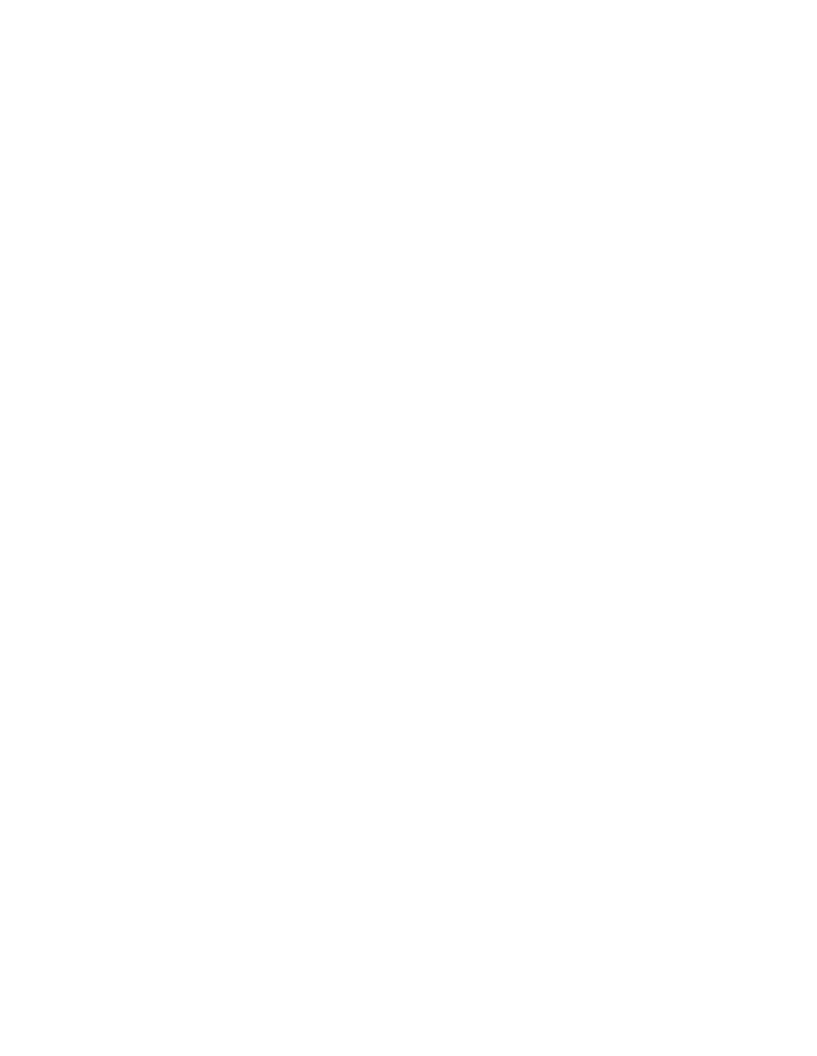running 10 hours, Monday through Friday. The focus has been on serving groups of people who need service, though conflicting individual needs can make the formation of groups challenging. The fixedroute stops had to be modified in the past week to keep transit time within 1 hour. Graphs show growing confidence in the system, with fewer problems with overbooking and therefore fewer cancellations. 46% of funding from general municipal fund. Centralization has improved dispatch; calls have increased so further investment in dispatch might be necessary at some point. Program trips have increased, especial!y involving Roadrunner, for example, for grocery-shopping on Wednesday for Chinese residents. Parking spaces for the rail shuttle are limited so there will be a need to expand shuttle-user parking spaces. Current overall transportation budget is \$509,000. Mr. Halley said the Board needed to consider 'unduplicated census,' with the aim being to increase the numbers from 151 to 180. Acton's service compares favorably with other towns, but need to continue improving.

Ms. Adachi noted that the quality of the service was important, but the Town a!so needed to keep an eye on the cost to the Town; asked if the lOOK LRTA contribution would continue (yes); asked about increasing and/or varying fees, and not simply aiming to increase rides, to account for time of day, length of trip, number of passengers, etc.; asked if shuttle service could be maximized without creating more parking spaces, for example, via fixed stops in town other than commuter parking areas (possible opportunity to lease additional space in connection with services to West Acton Village Works employees); asked whether arrival of Uber might be helpful (no, due to need for accessible vehicles and concern about lack of regulation/standards to assure passenger safety). Mr. Berry noted comments of Mr. Yarin of TAC, and potential process issues; Mr. Halley affirmed that he does consult with TAC but needed to act quickly in modifying the fixed route. Ms. Osman said transportation needed to go where the big numbers were; people's awareness of the services would grow as they saw the services at the train station, at the high school, etc.; she would like to serve commuters without cars. Ms. Green noted that the increased visibility was why people knew about the service. Ms. Osman would like the Board to request: effective communication with the Council on Aging; and streamlining of the various service names, which can be challenging to keep straight.

Debra Simes, Concord Road, suggested that any further expansion of the fixed-route include Nagog Woods and the Colonial Liquors parking lot. Jim Yarin, Central Street, said he would talk with Mr. Halley; recommended that once a route was fixed, it remain so unless it was intended to be temporary; transportation very important as are regular updates to the Board; perhaps consider 2 crisscrossing fixed routes that serve the 3 locations with senior populations; get seniors to travel together, perhaps on a fixed route involving the COA van; fact that fixed-route does not cover lower Great Road is a disservice, and is why public input is important in establishing a fixed route.

Minuteman Regional: Discussion of Boxborough Proposed Amendment: Ms. Adachi reported on the discussion among member-community representatives at this morning's breakfast meeting at the school about the new-building project. The current plan is for the Superintendent's financing proposal to go the School Committee and then to District members, which may schedule special town meetings no

Board of Se!ectmen November 16, 2015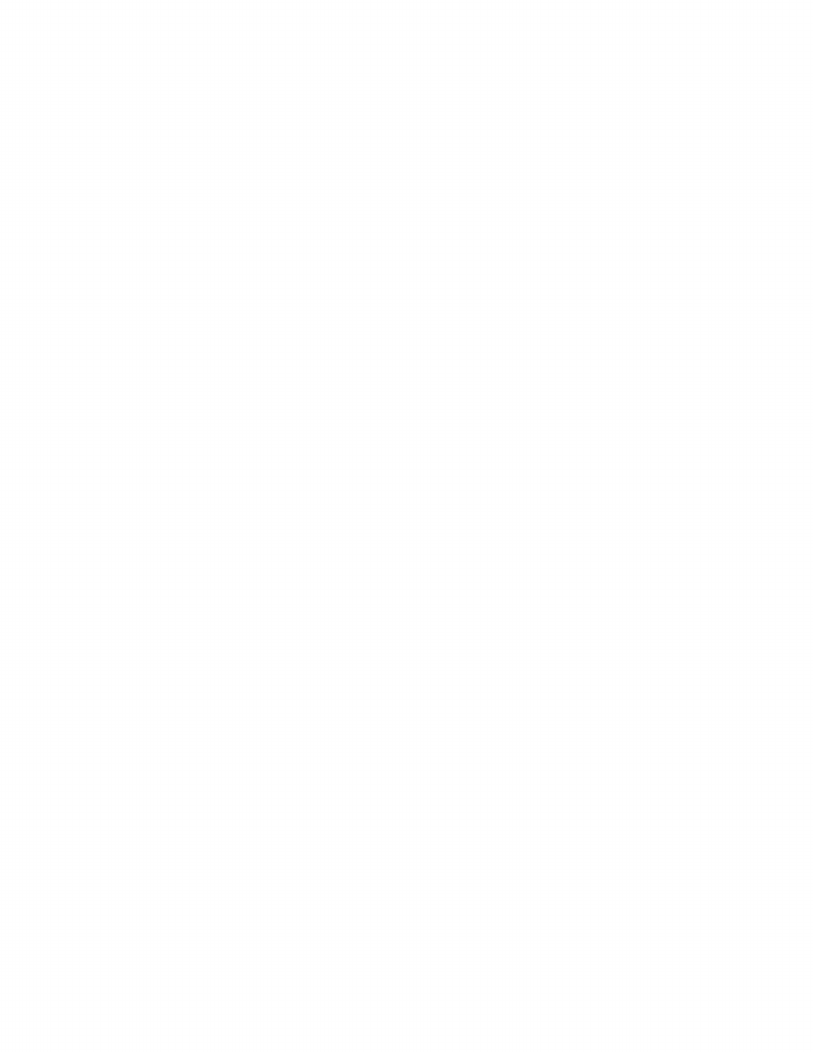later than February; if any member dissents, the financing proposal will go to District-wide ballot on or before 4/2. Member-representatives at the breakfast meeting had differing opinions about the prospect of a District-wide ballot vote that would supersede a dissenting STM vote; and about the need to address differences among members in an amended regional agreement as part of the effort to move the financing proposal forward. Representatives of 6 member-towns, presumably those that had not approved the 2014 amended agreement, met recently to discuss the various issues. Mr. Berry expressed concern about the District-wide vote and thought that scheduling a STM to vote on the financing was important. Ms. Green noted that a ballot-vote still would provide for voter participation; the Boxborough proposal to amend the regional agreement was interesting but the building project needed to move forward, separate from any proposed amendment. Ms. Adachi noted there would be lots of public outreach before any member-community vote.

Special Tax Assessment Agreement, Associated Environmental Services: Board members discussed the draft agreement.

- Section 1(4) provision for an annual payment of 10K toward Cross-Acton Transit: Concerns about this provision, recommendation that the provision be more flexible, with reduced years, a more genera! transportation service reference, etc.

- Section 1(5) right of first refusal of leased space at \$10 per square foot for a term of 5 years: Mr. Ledoux said it could be an option for Recreation or Engineering, still located at the Nagog space.

Ms. Adachi requested clarification of the employment numbers constituting a materia! default in Section 1(13). Ms. Osman asked about AES's obligation to hire individuals with disabilities; Mr. Ledoux said that AES was a federal contractor so would be obligated to consider the disabled or lose its contractor status.

Jim Snyder-Grant, Half Moon Hill, recommended taking the proposed school bus-parking possibility off the table, given the location of the parking are in Groundwater Zone 2.

Ms. Adachi moved pursuant to Article 6 of November 10, 2015 Special Town Meeting to approve Special Tax Assessment Agreement between Town and AES substantially in form presented to Board tonight, with final changes that Town Manager may approve in consultation with Town Counsel, Ms. Osman seconded. All Ayes (4-0).

Selectmen's Reports: The Selectmen Reports were included in the Selectmen packet and there were no questions.

## Consent Agenda

Ms. Green held Item 7, 2016 Permits, Licenses, recommending approval contingent on licensees' being paid up. Mr. Berry moved to approve Consent Item 7 with that condition, Ms. Adachi seconded. All Ayes (4-0). Ms. Adachi moved to approve Consent items 8-15, Mr. Berry seconded. All Ayes (4-0).

Ms. Adachi moved to adjourn, Ms. Osman seconded. All Ayes (4-0). Meeting adjourned at 10:00.

Board of Selectmen November 16, 2015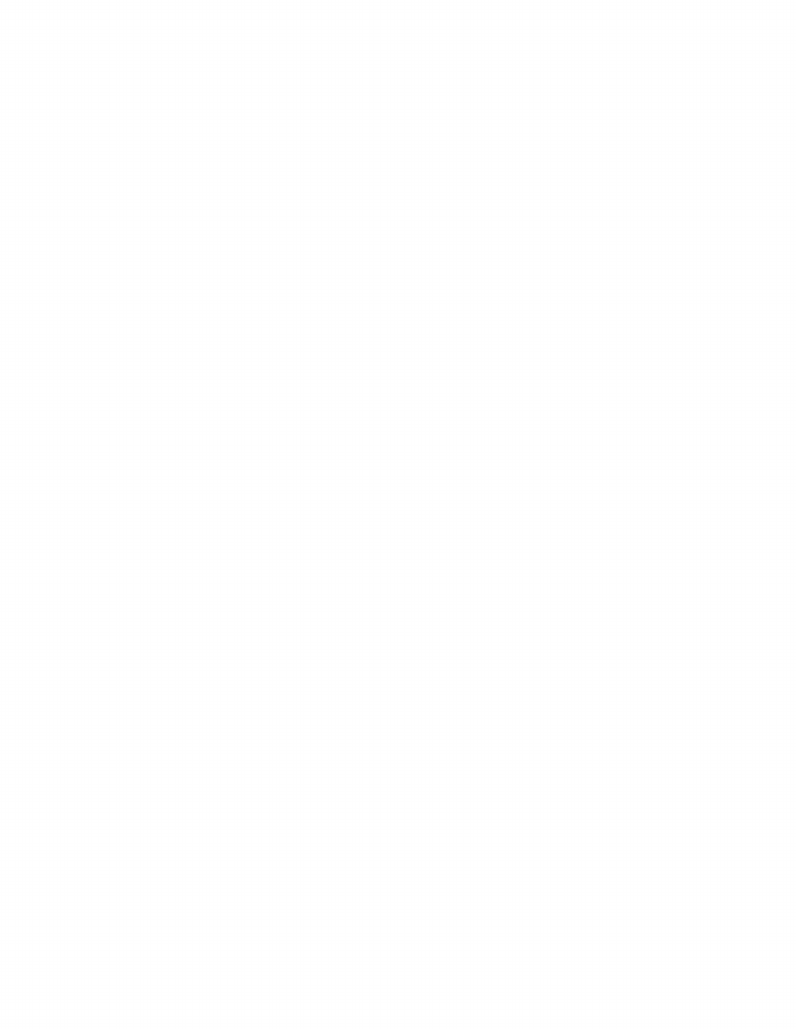Respectfully Submitted,

Janet K. Adachi, Clerk 

 $\sim$ 

Board of Selectmen November 16, 2015